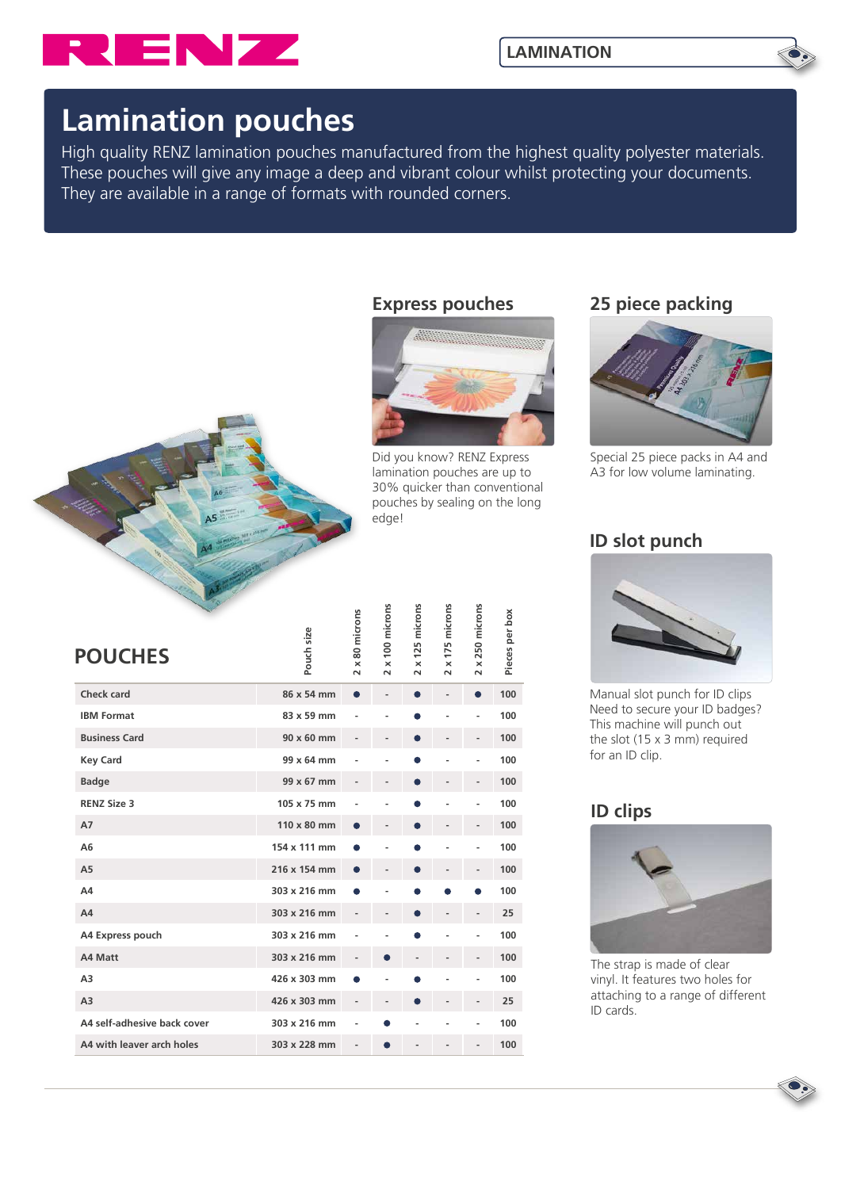# Lamination pouches

High quality RENZ lamination pouches manufactured from the highest quality polyester materials. These pouches will give any image a deep and vibrant colour whilst protecting your documents. They are available in a range of formats with rounded corners.

## Express pouches

Did you know? RENZ Express lamination pouches are up to 30% quicker than conventional pouches by sealing on the long edge!

## 25 piece packing

Special 25 piece packs in A4 and A3 for low volume laminating.

## ID slot punch

Manual slot punch for ID clips
Need to secure your ID badges? This machine will punch out the slot (15 x 3 mm) required for an ID clip.

## ID clips

The strap is made of clear vinyl. It features two holes for attaching to a range of different ID cards.

## POUCHES

| | Pouch size | 2 x 80 microns | 2 x 100 microns | 2 x 125 microns | 2 x 175 microns | 2 x 250 microns | Pieces per box |
|---|---|---|---|---|---|---|---|
| Check card | 86 x 54 mm | ● | - | ● | - | ● | 100 |
| IBM Format | 83 x 59 mm | - | - | ● | - | - | 100 |
| Business Card | 90 x 60 mm | - | - | ● | - | - | 100 |
| Key Card | 99 x 64 mm | - | - | ● | - | - | 100 |
| Badge | 99 x 67 mm | - | - | ● | - | - | 100 |
| RENZ Size 3 | 105 x 75 mm | - | - | ● | - | - | 100 |
| A7 | 110 x 80 mm | ● | - | ● | - | - | 100 |
| A6 | 154 x 111 mm | ● | - | ● | - | - | 100 |
| A5 | 216 x 154 mm | ● | - | ● | - | - | 100 |
| A4 | 303 x 216 mm | ● | - | ● | ● | ● | 100 |
| A4 | 303 x 216 mm | - | - | ● | - | - | 25 |
| A4 Express pouch | 303 x 216 mm | - | - | ● | - | - | 100 |
| A4 Matt | 303 x 216 mm | - | ● | - | - | - | 100 |
| A3 | 426 x 303 mm | ● | - | ● | - | - | 100 |
| A3 | 426 x 303 mm | - | - | ● | - | - | 25 |
| A4 self-adhesive back cover | 303 x 216 mm | - | ● | - | - | - | 100 |
| A4 with leaver arch holes | 303 x 228 mm | - | ● | - | - | - | 100 |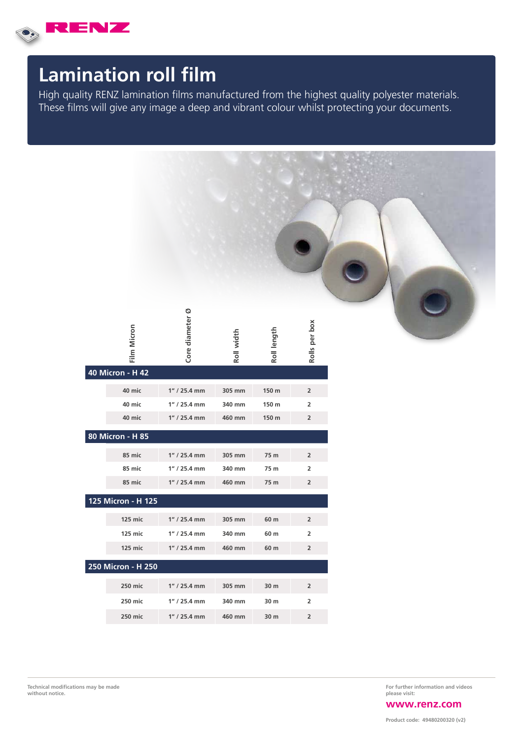# Lamination roll film

High quality RENZ lamination films manufactured from the highest quality polyester materials. These films will give any image a deep and vibrant colour whilst protecting your documents.

| Film Micron | Core diameter Ø | Roll width | Roll length | Rolls per box |
|---|---|---|---|---|
| **40 Micron - H 42** | | | | |
| 40 mic | 1" / 25.4 mm | 305 mm | 150 m | 2 |
| 40 mic | 1" / 25.4 mm | 340 mm | 150 m | 2 |
| 40 mic | 1" / 25.4 mm | 460 mm | 150 m | 2 |
| **80 Micron - H 85** | | | | |
| 85 mic | 1" / 25.4 mm | 305 mm | 75 m | 2 |
| 85 mic | 1" / 25.4 mm | 340 mm | 75 m | 2 |
| 85 mic | 1" / 25.4 mm | 460 mm | 75 m | 2 |
| **125 Micron - H 125** | | | | |
| 125 mic | 1" / 25.4 mm | 305 mm | 60 m | 2 |
| 125 mic | 1" / 25.4 mm | 340 mm | 60 m | 2 |
| 125 mic | 1" / 25.4 mm | 460 mm | 60 m | 2 |
| **250 Micron - H 250** | | | | |
| 250 mic | 1" / 25.4 mm | 305 mm | 30 m | 2 |
| 250 mic | 1" / 25.4 mm | 340 mm | 30 m | 2 |
| 250 mic | 1" / 25.4 mm | 460 mm | 30 m | 2 |

Technical modifications may be made without notice.

For further information and videos please visit:

**www.renz.com**

Product code: 49480200320 (v2)